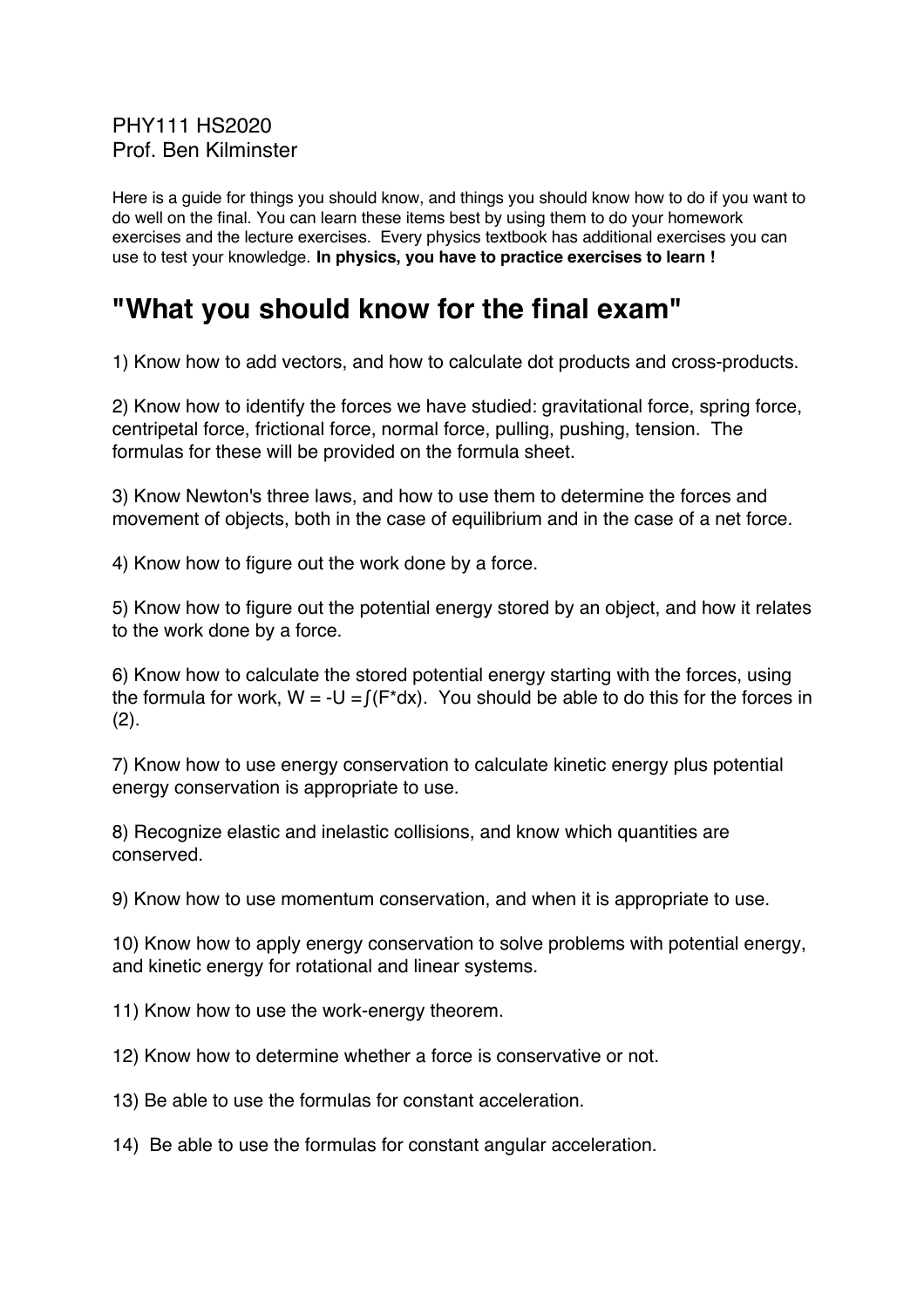PHY111 HS2020
Prof. Ben Kilminster

Here is a guide for things you should know, and things you should know how to do if you want to do well on the final. You can learn these items best by using them to do your homework exercises and the lecture exercises. Every physics textbook has additional exercises you can use to test your knowledge. **In physics, you have to practice exercises to learn !**

# "What you should know for the final exam"

1) Know how to add vectors, and how to calculate dot products and cross-products.

2) Know how to identify the forces we have studied: gravitational force, spring force, centripetal force, frictional force, normal force, pulling, pushing, tension. The formulas for these will be provided on the formula sheet.

3) Know Newton's three laws, and how to use them to determine the forces and movement of objects, both in the case of equilibrium and in the case of a net force.

4) Know how to figure out the work done by a force.

5) Know how to figure out the potential energy stored by an object, and how it relates to the work done by a force.

6) Know how to calculate the stored potential energy starting with the forces, using the formula for work, $W = -U = \int(F^*dx)$. You should be able to do this for the forces in (2).

7) Know how to use energy conservation to calculate kinetic energy plus potential energy conservation is appropriate to use.

8) Recognize elastic and inelastic collisions, and know which quantities are conserved.

9) Know how to use momentum conservation, and when it is appropriate to use.

10) Know how to apply energy conservation to solve problems with potential energy, and kinetic energy for rotational and linear systems.

11) Know how to use the work-energy theorem.

12) Know how to determine whether a force is conservative or not.

13) Be able to use the formulas for constant acceleration.

14) Be able to use the formulas for constant angular acceleration.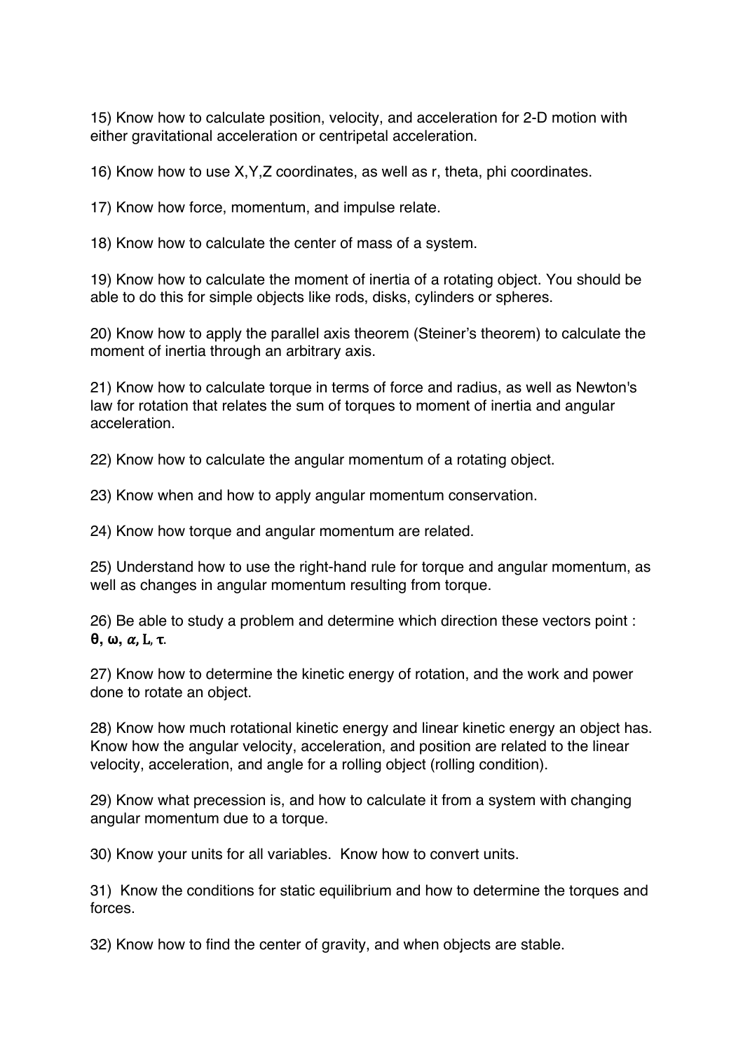15) Know how to calculate position, velocity, and acceleration for 2-D motion with either gravitational acceleration or centripetal acceleration.

16) Know how to use X,Y,Z coordinates, as well as r, theta, phi coordinates.

17) Know how force, momentum, and impulse relate.

18) Know how to calculate the center of mass of a system.

19) Know how to calculate the moment of inertia of a rotating object. You should be able to do this for simple objects like rods, disks, cylinders or spheres.

20) Know how to apply the parallel axis theorem (Steiner's theorem) to calculate the moment of inertia through an arbitrary axis.

21) Know how to calculate torque in terms of force and radius, as well as Newton's law for rotation that relates the sum of torques to moment of inertia and angular acceleration.

22) Know how to calculate the angular momentum of a rotating object.

23) Know when and how to apply angular momentum conservation.

24) Know how torque and angular momentum are related.

25) Understand how to use the right-hand rule for torque and angular momentum, as well as changes in angular momentum resulting from torque.

26) Be able to study a problem and determine which direction these vectors point : $\theta$, $\omega$, $\alpha$, L, $\tau$.

27) Know how to determine the kinetic energy of rotation, and the work and power done to rotate an object.

28) Know how much rotational kinetic energy and linear kinetic energy an object has. Know how the angular velocity, acceleration, and position are related to the linear velocity, acceleration, and angle for a rolling object (rolling condition).

29) Know what precession is, and how to calculate it from a system with changing angular momentum due to a torque.

30) Know your units for all variables. Know how to convert units.

31) Know the conditions for static equilibrium and how to determine the torques and forces.

32) Know how to find the center of gravity, and when objects are stable.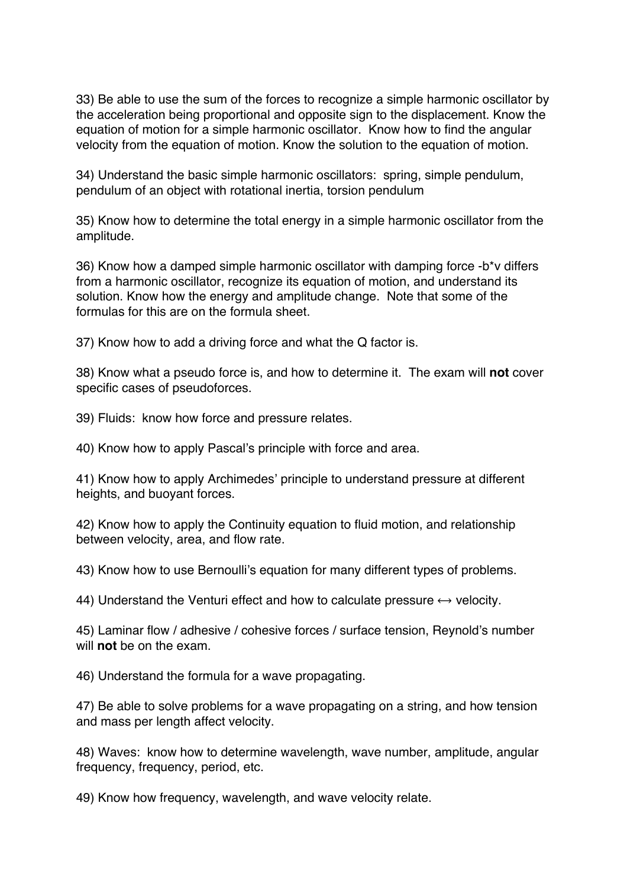33) Be able to use the sum of the forces to recognize a simple harmonic oscillator by the acceleration being proportional and opposite sign to the displacement. Know the equation of motion for a simple harmonic oscillator. Know how to find the angular velocity from the equation of motion. Know the solution to the equation of motion.

34) Understand the basic simple harmonic oscillators: spring, simple pendulum, pendulum of an object with rotational inertia, torsion pendulum

35) Know how to determine the total energy in a simple harmonic oscillator from the amplitude.

36) Know how a damped simple harmonic oscillator with damping force $-b*v$ differs from a harmonic oscillator, recognize its equation of motion, and understand its solution. Know how the energy and amplitude change. Note that some of the formulas for this are on the formula sheet.

37) Know how to add a driving force and what the Q factor is.

38) Know what a pseudo force is, and how to determine it. The exam will **not** cover specific cases of pseudoforces.

39) Fluids: know how force and pressure relates.

40) Know how to apply Pascal's principle with force and area.

41) Know how to apply Archimedes' principle to understand pressure at different heights, and buoyant forces.

42) Know how to apply the Continuity equation to fluid motion, and relationship between velocity, area, and flow rate.

43) Know how to use Bernoulli's equation for many different types of problems.

44) Understand the Venturi effect and how to calculate pressure $\leftrightarrow$ velocity.

45) Laminar flow / adhesive / cohesive forces / surface tension, Reynold's number will **not** be on the exam.

46) Understand the formula for a wave propagating.

47) Be able to solve problems for a wave propagating on a string, and how tension and mass per length affect velocity.

48) Waves: know how to determine wavelength, wave number, amplitude, angular frequency, frequency, period, etc.

49) Know how frequency, wavelength, and wave velocity relate.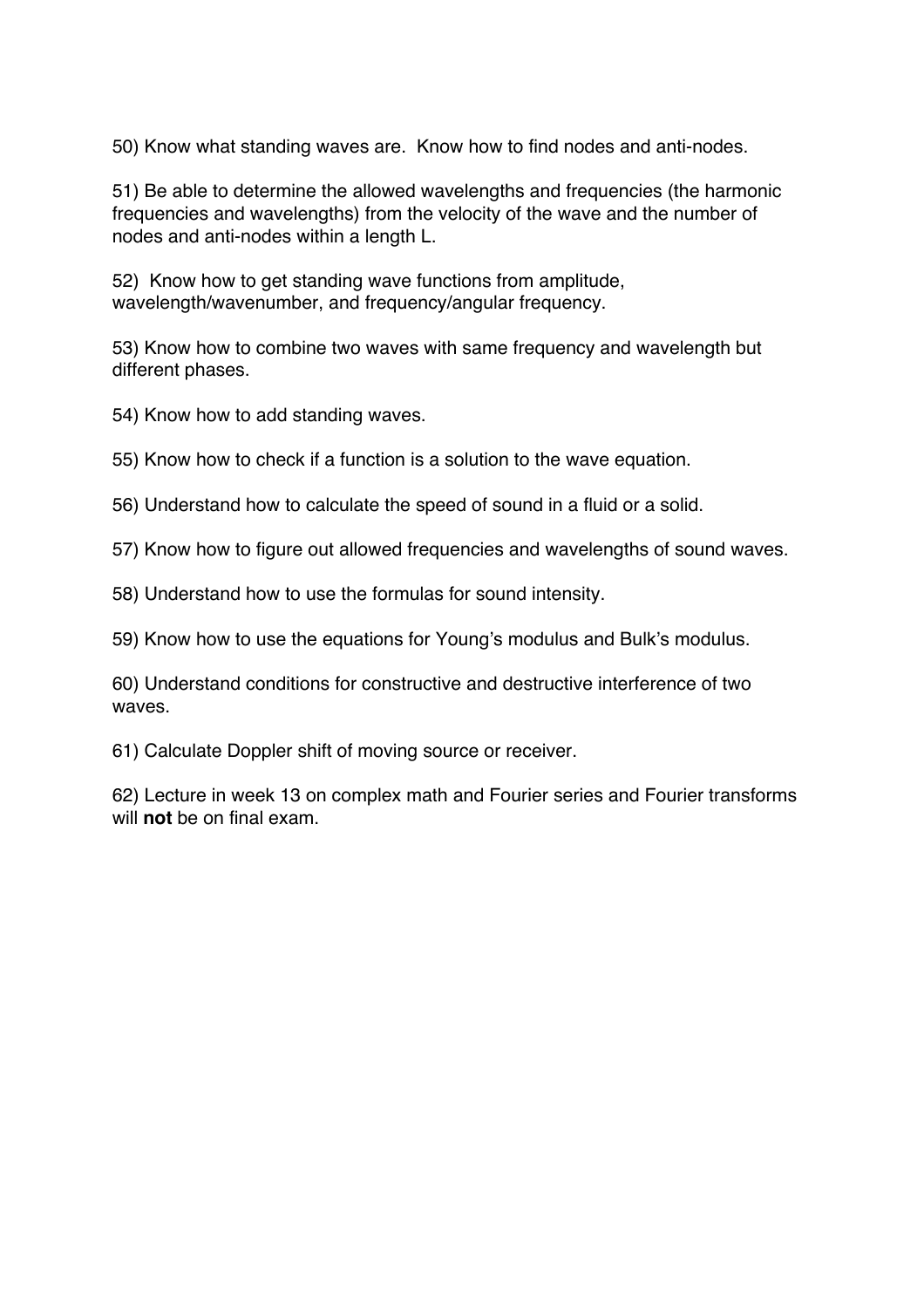50) Know what standing waves are. Know how to find nodes and anti-nodes.

51) Be able to determine the allowed wavelengths and frequencies (the harmonic frequencies and wavelengths) from the velocity of the wave and the number of nodes and anti-nodes within a length L.

52) Know how to get standing wave functions from amplitude, wavelength/wavenumber, and frequency/angular frequency.

53) Know how to combine two waves with same frequency and wavelength but different phases.

54) Know how to add standing waves.

55) Know how to check if a function is a solution to the wave equation.

56) Understand how to calculate the speed of sound in a fluid or a solid.

57) Know how to figure out allowed frequencies and wavelengths of sound waves.

58) Understand how to use the formulas for sound intensity.

59) Know how to use the equations for Young's modulus and Bulk's modulus.

60) Understand conditions for constructive and destructive interference of two waves.

61) Calculate Doppler shift of moving source or receiver.

62) Lecture in week 13 on complex math and Fourier series and Fourier transforms will **not** be on final exam.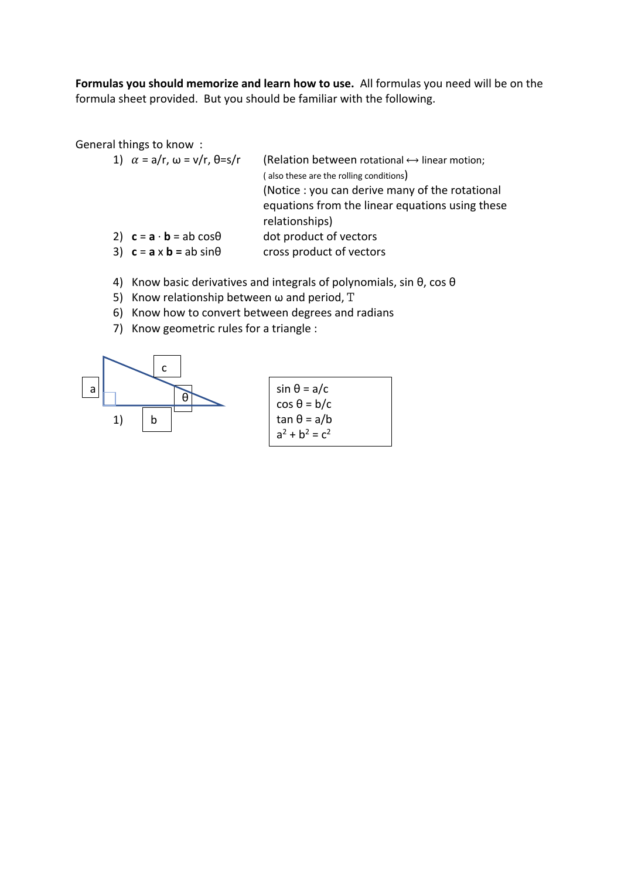**Formulas you should memorize and learn how to use.** All formulas you need will be on the formula sheet provided. But you should be familiar with the following.

General things to know :

1) $\alpha = a/r$, $\omega = v/r$, $\theta = s/r$ — (Relation between rotational ⟷ linear motion; ( also these are the rolling conditions) (Notice : you can derive many of the rotational equations from the linear equations using these relationships)
2) $\mathbf{c} = \mathbf{a} \cdot \mathbf{b} = ab\cos\theta$ — dot product of vectors
3) $\mathbf{c} = \mathbf{a} \times \mathbf{b} = ab\sin\theta$ — cross product of vectors
4) Know basic derivatives and integrals of polynomials, $\sin\theta$, $\cos\theta$
5) Know relationship between $\omega$ and period, $T$
6) Know how to convert between degrees and radians
7) Know geometric rules for a triangle :

1)

a

c

θ

b

$\sin\theta = a/c$
$\cos\theta = b/c$
$\tan\theta = a/b$
$a^2 + b^2 = c^2$